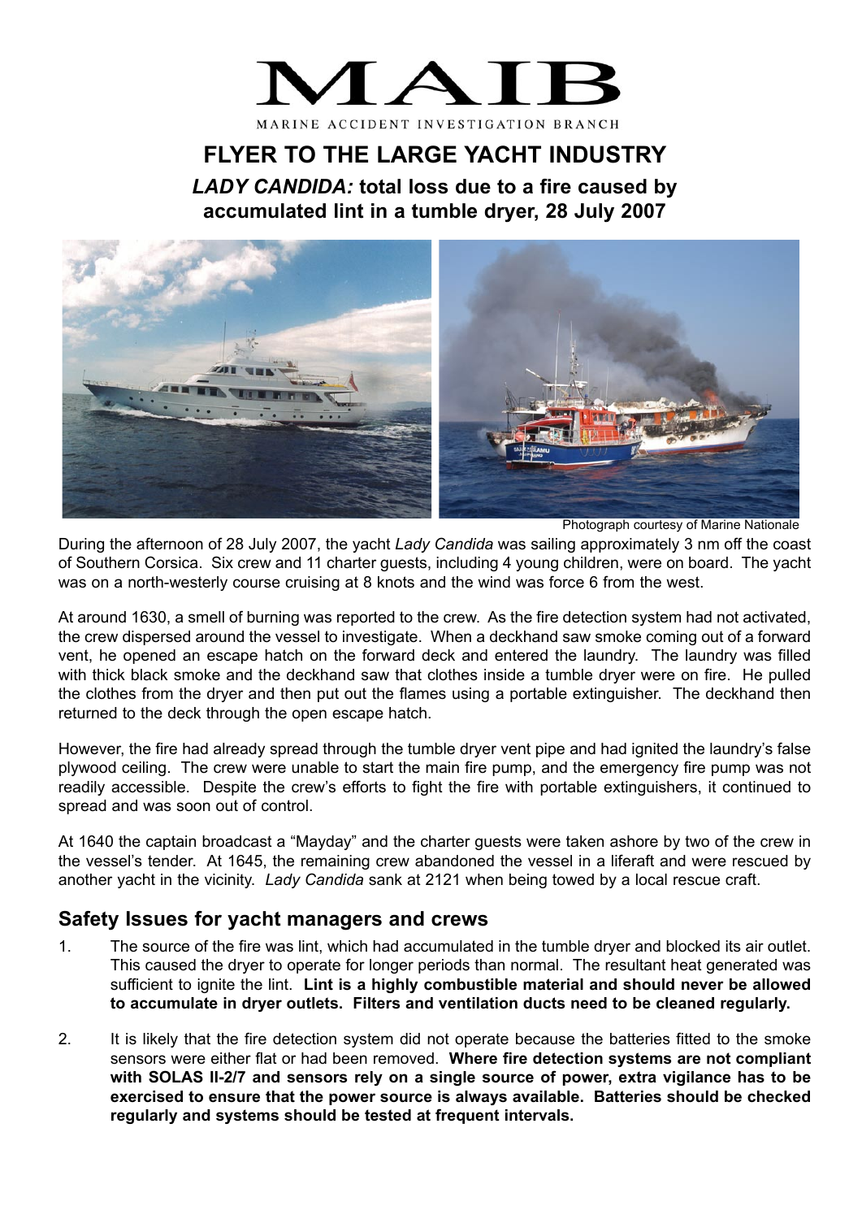# MAIB

MARINE ACCIDENT INVESTIGATION BRANCH

## FLYER TO THE LARGE YACHT INDUSTRY

### *LADY CANDIDA:* total loss due to a fire caused by accumulated lint in a tumble dryer, 28 July 2007

Photograph courtesy of Marine Nationale

During the afternoon of 28 July 2007, the yacht *Lady Candida* was sailing approximately 3 nm off the coast of Southern Corsica. Six crew and 11 charter guests, including 4 young children, were on board. The yacht was on a north-westerly course cruising at 8 knots and the wind was force 6 from the west.

At around 1630, a smell of burning was reported to the crew. As the fire detection system had not activated, the crew dispersed around the vessel to investigate. When a deckhand saw smoke coming out of a forward vent, he opened an escape hatch on the forward deck and entered the laundry. The laundry was filled with thick black smoke and the deckhand saw that clothes inside a tumble dryer were on fire. He pulled the clothes from the dryer and then put out the flames using a portable extinguisher. The deckhand then returned to the deck through the open escape hatch.

However, the fire had already spread through the tumble dryer vent pipe and had ignited the laundry's false plywood ceiling. The crew were unable to start the main fire pump, and the emergency fire pump was not readily accessible. Despite the crew's efforts to fight the fire with portable extinguishers, it continued to spread and was soon out of control.

At 1640 the captain broadcast a "Mayday" and the charter guests were taken ashore by two of the crew in the vessel's tender. At 1645, the remaining crew abandoned the vessel in a liferaft and were rescued by another yacht in the vicinity. *Lady Candida* sank at 2121 when being towed by a local rescue craft.

## Safety Issues for yacht managers and crews

1. The source of the fire was lint, which had accumulated in the tumble dryer and blocked its air outlet. This caused the dryer to operate for longer periods than normal. The resultant heat generated was sufficient to ignite the lint. **Lint is a highly combustible material and should never be allowed to accumulate in dryer outlets. Filters and ventilation ducts need to be cleaned regularly.**

2. It is likely that the fire detection system did not operate because the batteries fitted to the smoke sensors were either flat or had been removed. **Where fire detection systems are not compliant with SOLAS II-2/7 and sensors rely on a single source of power, extra vigilance has to be exercised to ensure that the power source is always available. Batteries should be checked regularly and systems should be tested at frequent intervals.**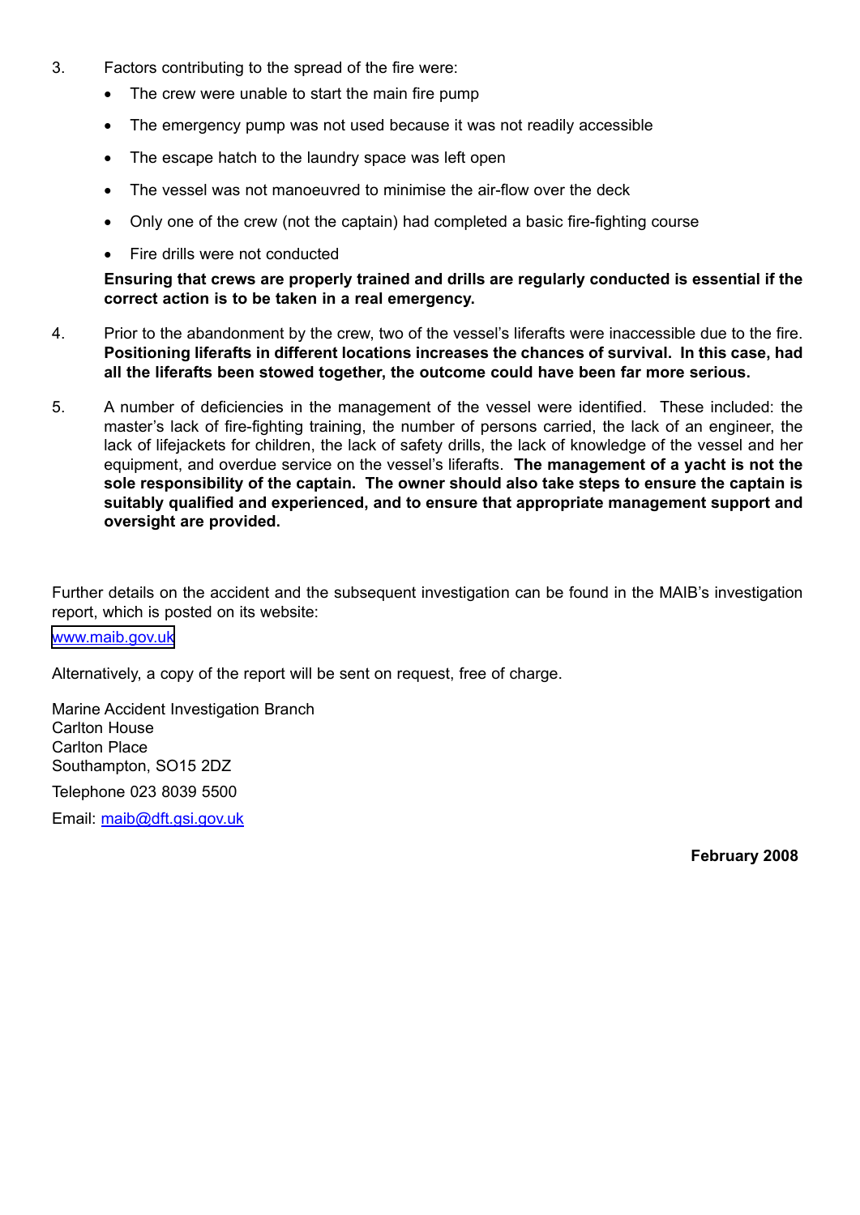3. Factors contributing to the spread of the fire were:
   - The crew were unable to start the main fire pump
   - The emergency pump was not used because it was not readily accessible
   - The escape hatch to the laundry space was left open
   - The vessel was not manoeuvred to minimise the air-flow over the deck
   - Only one of the crew (not the captain) had completed a basic fire-fighting course
   - Fire drills were not conducted

   **Ensuring that crews are properly trained and drills are regularly conducted is essential if the correct action is to be taken in a real emergency.**

4. Prior to the abandonment by the crew, two of the vessel's liferafts were inaccessible due to the fire. **Positioning liferafts in different locations increases the chances of survival. In this case, had all the liferafts been stowed together, the outcome could have been far more serious.**

5. A number of deficiencies in the management of the vessel were identified. These included: the master's lack of fire-fighting training, the number of persons carried, the lack of an engineer, the lack of lifejackets for children, the lack of safety drills, the lack of knowledge of the vessel and her equipment, and overdue service on the vessel's liferafts. **The management of a yacht is not the sole responsibility of the captain. The owner should also take steps to ensure the captain is suitably qualified and experienced, and to ensure that appropriate management support and oversight are provided.**

Further details on the accident and the subsequent investigation can be found in the MAIB's investigation report, which is posted on its website:

www.maib.gov.uk

Alternatively, a copy of the report will be sent on request, free of charge.

Marine Accident Investigation Branch
Carlton House
Carlton Place
Southampton, SO15 2DZ

Telephone 023 8039 5500

Email: maib@dft.gsi.gov.uk

**February 2008**